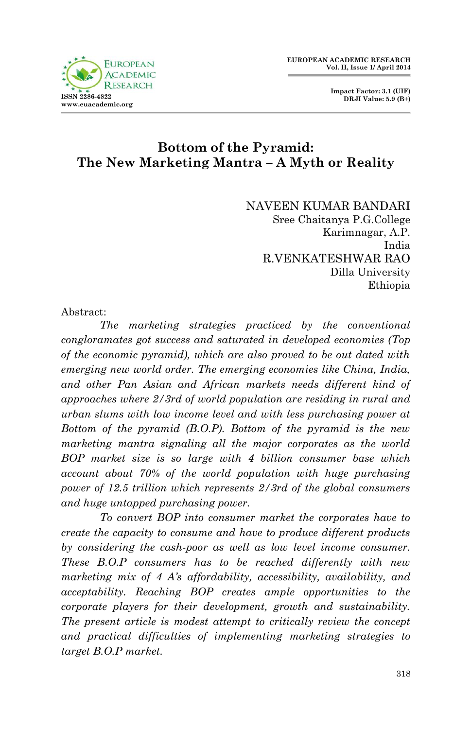# Bottom of the Pyramid: The New Marketing Mantra – A Myth or Reality

NAVEEN KUMAR BANDARI
Sree Chaitanya P.G.College
Karimnagar, A.P.
India

R.VENKATESHWAR RAO
Dilla University
Ethiopia

**Abstract:**

*The marketing strategies practiced by the conventional congloramates got success and saturated in developed economies (Top of the economic pyramid), which are also proved to be out dated with emerging new world order. The emerging economies like China, India, and other Pan Asian and African markets needs different kind of approaches where 2/3rd of world population are residing in rural and urban slums with low income level and with less purchasing power at Bottom of the pyramid (B.O.P). Bottom of the pyramid is the new marketing mantra signaling all the major corporates as the world BOP market size is so large with 4 billion consumer base which account about 70% of the world population with huge purchasing power of 12.5 trillion which represents 2/3rd of the global consumers and huge untapped purchasing power.*

*To convert BOP into consumer market the corporates have to create the capacity to consume and have to produce different products by considering the cash-poor as well as low level income consumer. These B.O.P consumers has to be reached differently with new marketing mix of 4 A's affordability, accessibility, availability, and acceptability. Reaching BOP creates ample opportunities to the corporate players for their development, growth and sustainability. The present article is modest attempt to critically review the concept and practical difficulties of implementing marketing strategies to target B.O.P market.*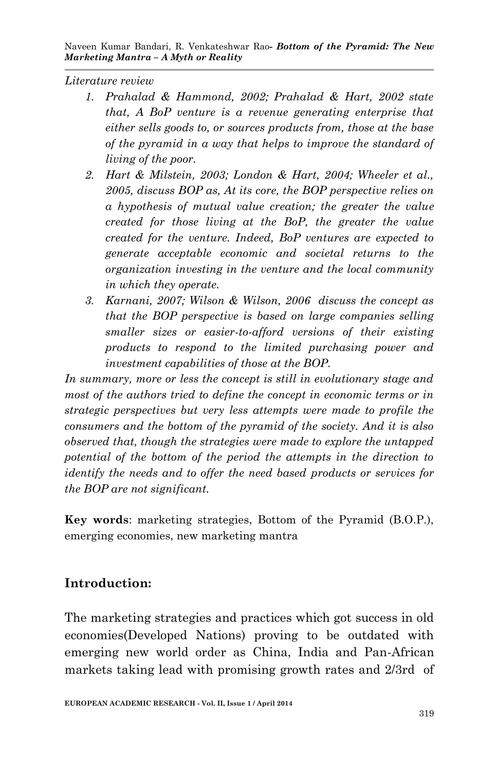*Literature review*

1. *Prahalad & Hammond, 2002; Prahalad & Hart, 2002 state that, A BoP venture is a revenue generating enterprise that either sells goods to, or sources products from, those at the base of the pyramid in a way that helps to improve the standard of living of the poor.*
2. *Hart & Milstein, 2003; London & Hart, 2004; Wheeler et al., 2005, discuss BOP as, At its core, the BOP perspective relies on a hypothesis of mutual value creation; the greater the value created for those living at the BoP, the greater the value created for the venture. Indeed, BoP ventures are expected to generate acceptable economic and societal returns to the organization investing in the venture and the local community in which they operate.*
3. *Karnani, 2007; Wilson & Wilson, 2006 discuss the concept as that the BOP perspective is based on large companies selling smaller sizes or easier-to-afford versions of their existing products to respond to the limited purchasing power and investment capabilities of those at the BOP.*

*In summary, more or less the concept is still in evolutionary stage and most of the authors tried to define the concept in economic terms or in strategic perspectives but very less attempts were made to profile the consumers and the bottom of the pyramid of the society. And it is also observed that, though the strategies were made to explore the untapped potential of the bottom of the period the attempts in the direction to identify the needs and to offer the need based products or services for the BOP are not significant.*

**Key words**: marketing strategies, Bottom of the Pyramid (B.O.P.), emerging economies, new marketing mantra

## Introduction:

The marketing strategies and practices which got success in old economies(Developed Nations) proving to be outdated with emerging new world order as China, India and Pan-African markets taking lead with promising growth rates and 2/3rd of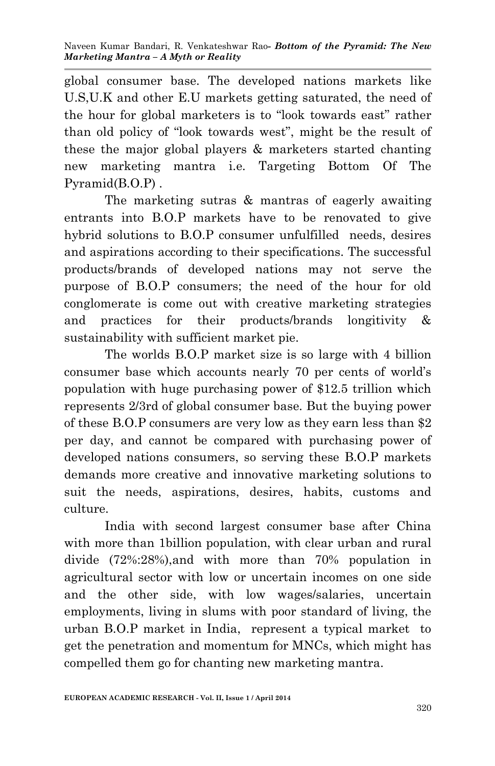global consumer base. The developed nations markets like U.S,U.K and other E.U markets getting saturated, the need of the hour for global marketers is to "look towards east" rather than old policy of "look towards west", might be the result of these the major global players & marketers started chanting new marketing mantra i.e. Targeting Bottom Of The Pyramid(B.O.P) .

The marketing sutras & mantras of eagerly awaiting entrants into B.O.P markets have to be renovated to give hybrid solutions to B.O.P consumer unfulfilled needs, desires and aspirations according to their specifications. The successful products/brands of developed nations may not serve the purpose of B.O.P consumers; the need of the hour for old conglomerate is come out with creative marketing strategies and practices for their products/brands longitivity & sustainability with sufficient market pie.

The worlds B.O.P market size is so large with 4 billion consumer base which accounts nearly 70 per cents of world's population with huge purchasing power of \$12.5 trillion which represents 2/3rd of global consumer base. But the buying power of these B.O.P consumers are very low as they earn less than \$2 per day, and cannot be compared with purchasing power of developed nations consumers, so serving these B.O.P markets demands more creative and innovative marketing solutions to suit the needs, aspirations, desires, habits, customs and culture.

India with second largest consumer base after China with more than 1billion population, with clear urban and rural divide (72%:28%),and with more than 70% population in agricultural sector with low or uncertain incomes on one side and the other side, with low wages/salaries, uncertain employments, living in slums with poor standard of living, the urban B.O.P market in India, represent a typical market to get the penetration and momentum for MNCs, which might has compelled them go for chanting new marketing mantra.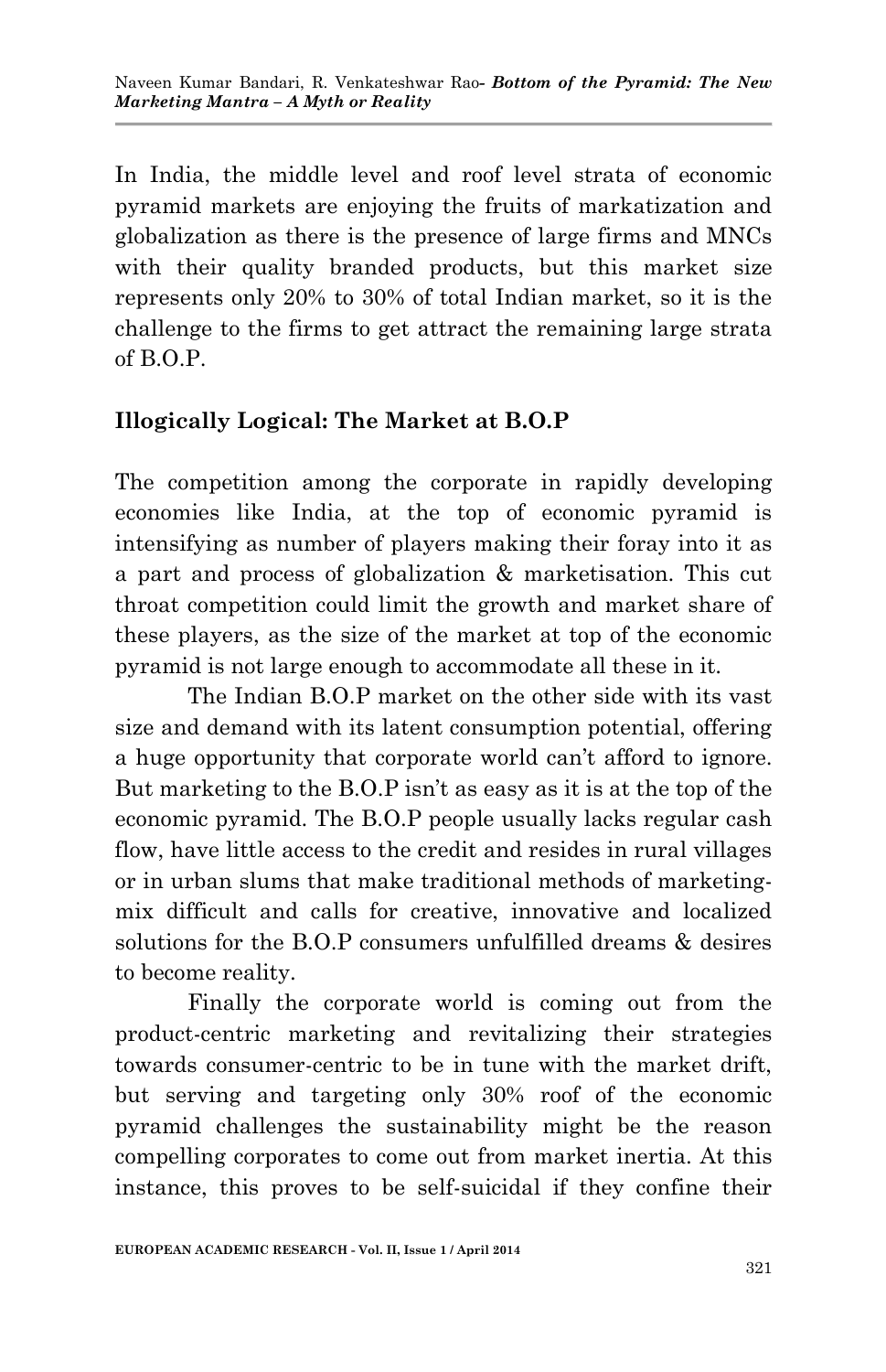In India, the middle level and roof level strata of economic pyramid markets are enjoying the fruits of markatization and globalization as there is the presence of large firms and MNCs with their quality branded products, but this market size represents only 20% to 30% of total Indian market, so it is the challenge to the firms to get attract the remaining large strata of B.O.P.

**Illogically Logical: The Market at B.O.P**

The competition among the corporate in rapidly developing economies like India, at the top of economic pyramid is intensifying as number of players making their foray into it as a part and process of globalization & marketisation. This cut throat competition could limit the growth and market share of these players, as the size of the market at top of the economic pyramid is not large enough to accommodate all these in it.

The Indian B.O.P market on the other side with its vast size and demand with its latent consumption potential, offering a huge opportunity that corporate world can't afford to ignore. But marketing to the B.O.P isn't as easy as it is at the top of the economic pyramid. The B.O.P people usually lacks regular cash flow, have little access to the credit and resides in rural villages or in urban slums that make traditional methods of marketing-mix difficult and calls for creative, innovative and localized solutions for the B.O.P consumers unfulfilled dreams & desires to become reality.

Finally the corporate world is coming out from the product-centric marketing and revitalizing their strategies towards consumer-centric to be in tune with the market drift, but serving and targeting only 30% roof of the economic pyramid challenges the sustainability might be the reason compelling corporates to come out from market inertia. At this instance, this proves to be self-suicidal if they confine their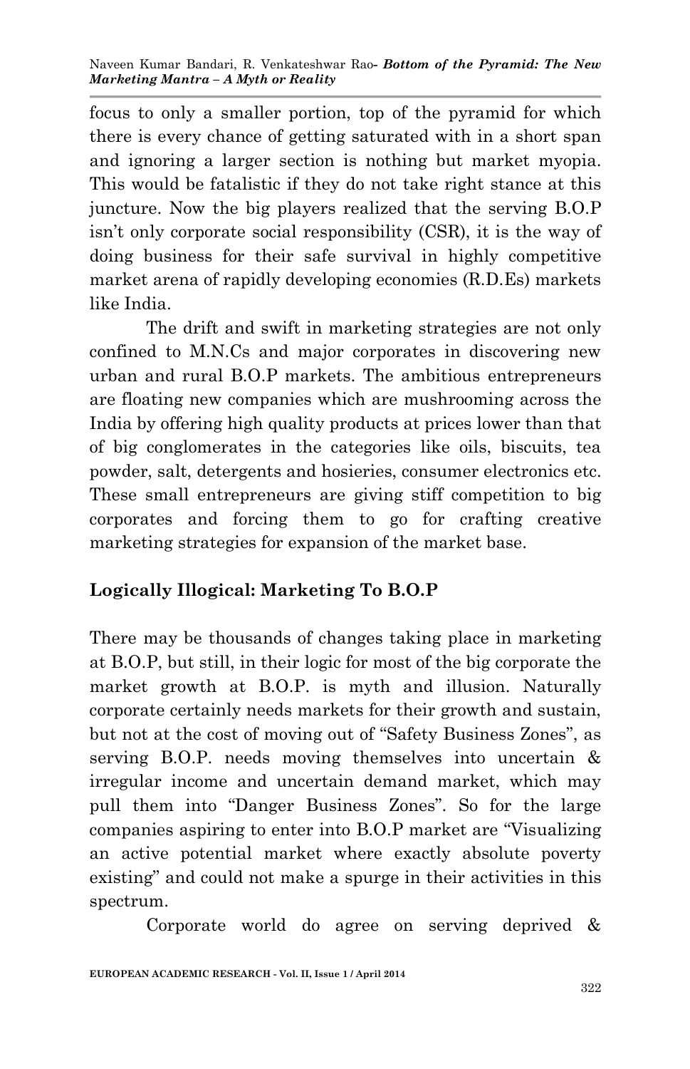focus to only a smaller portion, top of the pyramid for which there is every chance of getting saturated with in a short span and ignoring a larger section is nothing but market myopia. This would be fatalistic if they do not take right stance at this juncture. Now the big players realized that the serving B.O.P isn't only corporate social responsibility (CSR), it is the way of doing business for their safe survival in highly competitive market arena of rapidly developing economies (R.D.Es) markets like India.

The drift and swift in marketing strategies are not only confined to M.N.Cs and major corporates in discovering new urban and rural B.O.P markets. The ambitious entrepreneurs are floating new companies which are mushrooming across the India by offering high quality products at prices lower than that of big conglomerates in the categories like oils, biscuits, tea powder, salt, detergents and hosieries, consumer electronics etc. These small entrepreneurs are giving stiff competition to big corporates and forcing them to go for crafting creative marketing strategies for expansion of the market base.

## Logically Illogical: Marketing To B.O.P

There may be thousands of changes taking place in marketing at B.O.P, but still, in their logic for most of the big corporate the market growth at B.O.P. is myth and illusion. Naturally corporate certainly needs markets for their growth and sustain, but not at the cost of moving out of "Safety Business Zones", as serving B.O.P. needs moving themselves into uncertain & irregular income and uncertain demand market, which may pull them into "Danger Business Zones". So for the large companies aspiring to enter into B.O.P market are "Visualizing an active potential market where exactly absolute poverty existing" and could not make a spurge in their activities in this spectrum.

Corporate world do agree on serving deprived &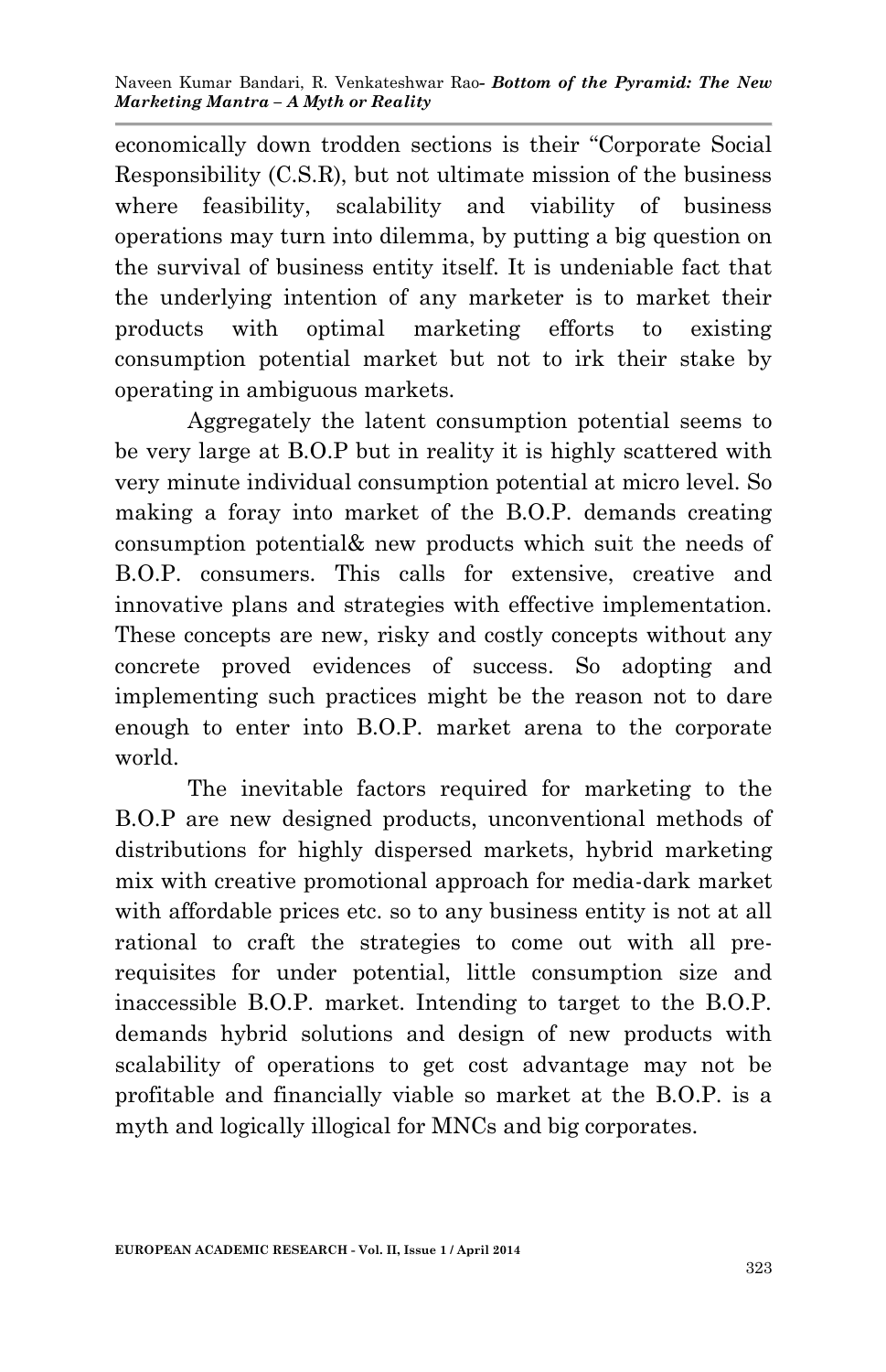economically down trodden sections is their "Corporate Social Responsibility (C.S.R), but not ultimate mission of the business where feasibility, scalability and viability of business operations may turn into dilemma, by putting a big question on the survival of business entity itself. It is undeniable fact that the underlying intention of any marketer is to market their products with optimal marketing efforts to existing consumption potential market but not to irk their stake by operating in ambiguous markets.

Aggregately the latent consumption potential seems to be very large at B.O.P but in reality it is highly scattered with very minute individual consumption potential at micro level. So making a foray into market of the B.O.P. demands creating consumption potential& new products which suit the needs of B.O.P. consumers. This calls for extensive, creative and innovative plans and strategies with effective implementation. These concepts are new, risky and costly concepts without any concrete proved evidences of success. So adopting and implementing such practices might be the reason not to dare enough to enter into B.O.P. market arena to the corporate world.

The inevitable factors required for marketing to the B.O.P are new designed products, unconventional methods of distributions for highly dispersed markets, hybrid marketing mix with creative promotional approach for media-dark market with affordable prices etc. so to any business entity is not at all rational to craft the strategies to come out with all pre-requisites for under potential, little consumption size and inaccessible B.O.P. market. Intending to target to the B.O.P. demands hybrid solutions and design of new products with scalability of operations to get cost advantage may not be profitable and financially viable so market at the B.O.P. is a myth and logically illogical for MNCs and big corporates.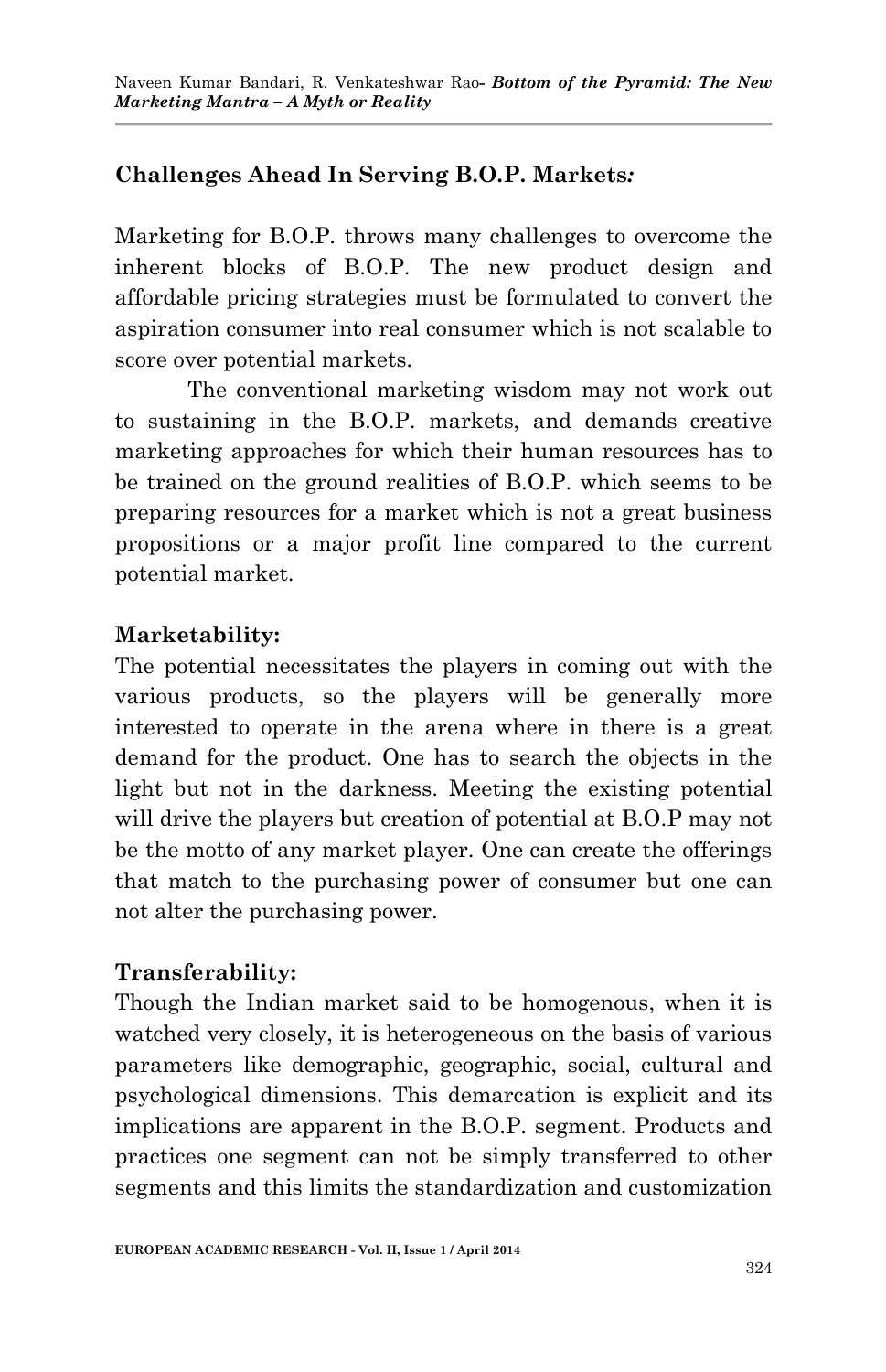**Challenges Ahead In Serving B.O.P. Markets*:***

Marketing for B.O.P. throws many challenges to overcome the inherent blocks of B.O.P. The new product design and affordable pricing strategies must be formulated to convert the aspiration consumer into real consumer which is not scalable to score over potential markets.

The conventional marketing wisdom may not work out to sustaining in the B.O.P. markets, and demands creative marketing approaches for which their human resources has to be trained on the ground realities of B.O.P. which seems to be preparing resources for a market which is not a great business propositions or a major profit line compared to the current potential market.

**Marketability:**

The potential necessitates the players in coming out with the various products, so the players will be generally more interested to operate in the arena where in there is a great demand for the product. One has to search the objects in the light but not in the darkness. Meeting the existing potential will drive the players but creation of potential at B.O.P may not be the motto of any market player. One can create the offerings that match to the purchasing power of consumer but one can not alter the purchasing power.

**Transferability:**

Though the Indian market said to be homogenous, when it is watched very closely, it is heterogeneous on the basis of various parameters like demographic, geographic, social, cultural and psychological dimensions. This demarcation is explicit and its implications are apparent in the B.O.P. segment. Products and practices one segment can not be simply transferred to other segments and this limits the standardization and customization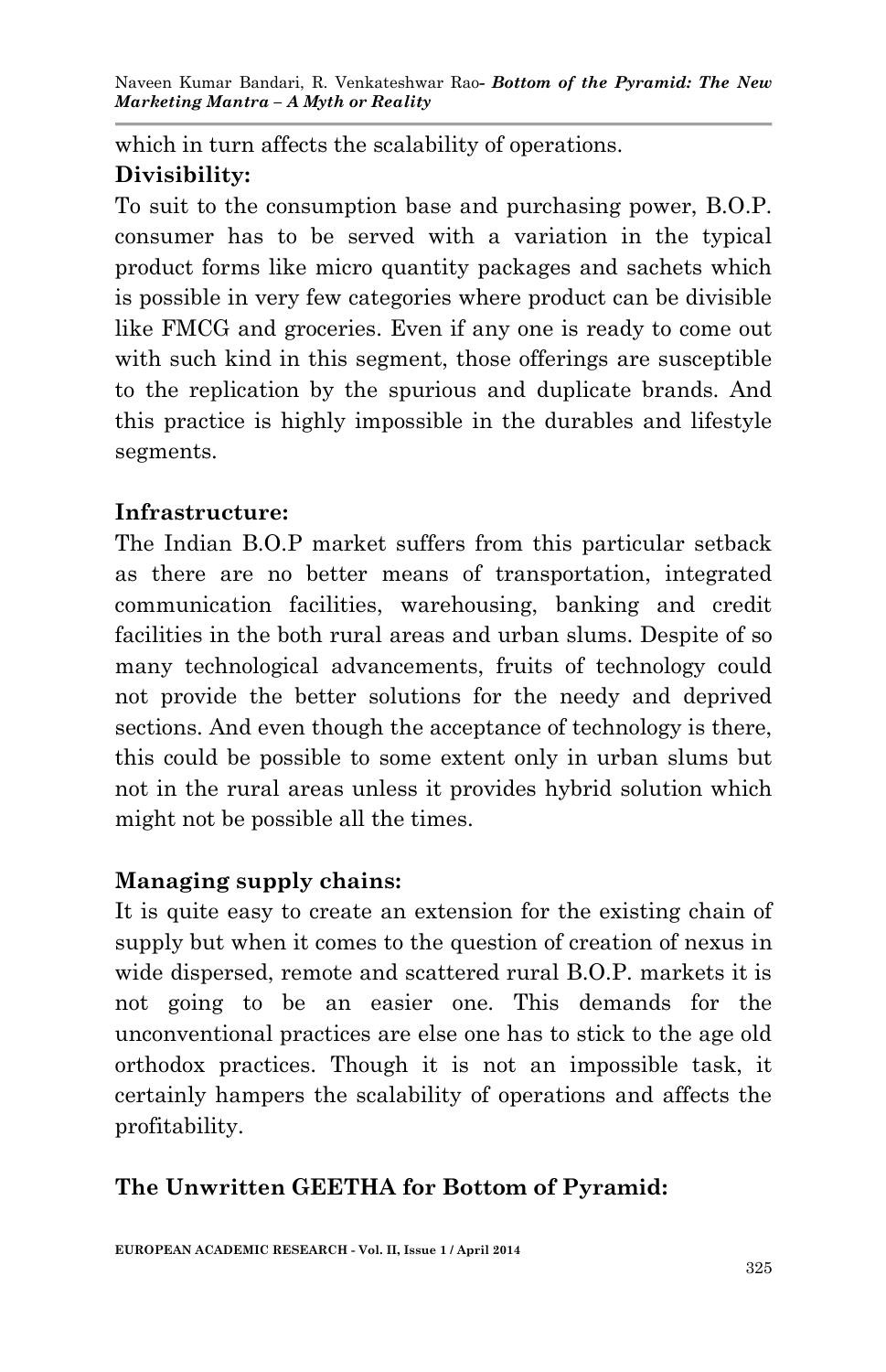which in turn affects the scalability of operations.

**Divisibility:**

To suit to the consumption base and purchasing power, B.O.P. consumer has to be served with a variation in the typical product forms like micro quantity packages and sachets which is possible in very few categories where product can be divisible like FMCG and groceries. Even if any one is ready to come out with such kind in this segment, those offerings are susceptible to the replication by the spurious and duplicate brands. And this practice is highly impossible in the durables and lifestyle segments.

**Infrastructure:**

The Indian B.O.P market suffers from this particular setback as there are no better means of transportation, integrated communication facilities, warehousing, banking and credit facilities in the both rural areas and urban slums. Despite of so many technological advancements, fruits of technology could not provide the better solutions for the needy and deprived sections. And even though the acceptance of technology is there, this could be possible to some extent only in urban slums but not in the rural areas unless it provides hybrid solution which might not be possible all the times.

**Managing supply chains:**

It is quite easy to create an extension for the existing chain of supply but when it comes to the question of creation of nexus in wide dispersed, remote and scattered rural B.O.P. markets it is not going to be an easier one. This demands for the unconventional practices are else one has to stick to the age old orthodox practices. Though it is not an impossible task, it certainly hampers the scalability of operations and affects the profitability.

**The Unwritten GEETHA for Bottom of Pyramid:**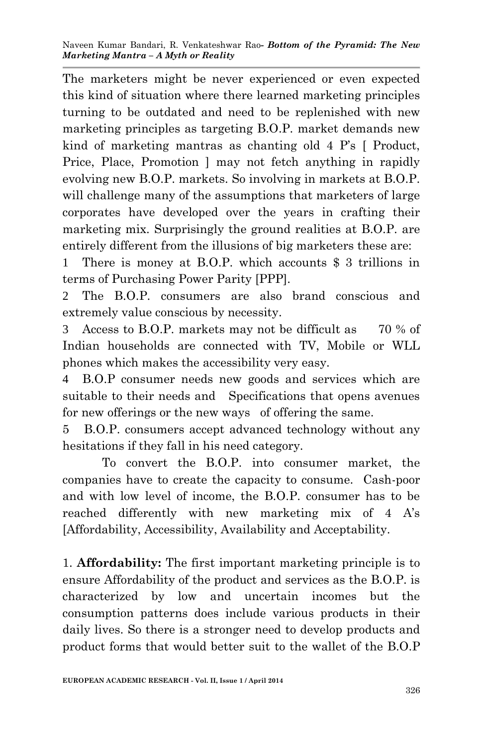The marketers might be never experienced or even expected this kind of situation where there learned marketing principles turning to be outdated and need to be replenished with new marketing principles as targeting B.O.P. market demands new kind of marketing mantras as chanting old 4 P's [ Product, Price, Place, Promotion ] may not fetch anything in rapidly evolving new B.O.P. markets. So involving in markets at B.O.P. will challenge many of the assumptions that marketers of large corporates have developed over the years in crafting their marketing mix. Surprisingly the ground realities at B.O.P. are entirely different from the illusions of big marketers these are:

1 There is money at B.O.P. which accounts $ 3 trillions in terms of Purchasing Power Parity [PPP].

2 The B.O.P. consumers are also brand conscious and extremely value conscious by necessity.

3 Access to B.O.P. markets may not be difficult as 70 % of Indian households are connected with TV, Mobile or WLL phones which makes the accessibility very easy.

4 B.O.P consumer needs new goods and services which are suitable to their needs and Specifications that opens avenues for new offerings or the new ways of offering the same.

5 B.O.P. consumers accept advanced technology without any hesitations if they fall in his need category.

To convert the B.O.P. into consumer market, the companies have to create the capacity to consume. Cash-poor and with low level of income, the B.O.P. consumer has to be reached differently with new marketing mix of 4 A's [Affordability, Accessibility, Availability and Acceptability.

1. **Affordability:** The first important marketing principle is to ensure Affordability of the product and services as the B.O.P. is characterized by low and uncertain incomes but the consumption patterns does include various products in their daily lives. So there is a stronger need to develop products and product forms that would better suit to the wallet of the B.O.P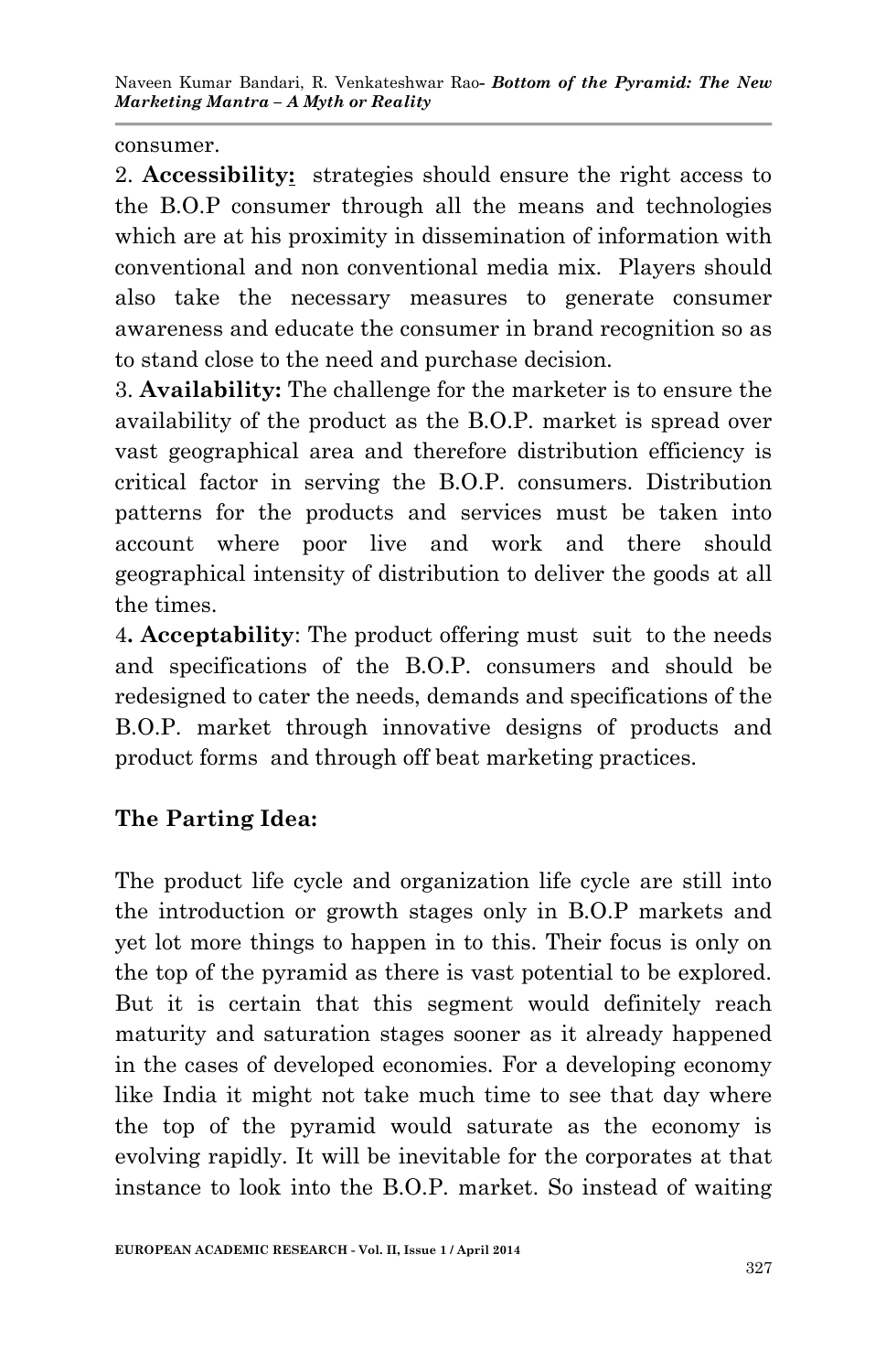consumer.

2. **Accessibility:** strategies should ensure the right access to the B.O.P consumer through all the means and technologies which are at his proximity in dissemination of information with conventional and non conventional media mix. Players should also take the necessary measures to generate consumer awareness and educate the consumer in brand recognition so as to stand close to the need and purchase decision.

3. **Availability:** The challenge for the marketer is to ensure the availability of the product as the B.O.P. market is spread over vast geographical area and therefore distribution efficiency is critical factor in serving the B.O.P. consumers. Distribution patterns for the products and services must be taken into account where poor live and work and there should geographical intensity of distribution to deliver the goods at all the times.

4**. Acceptability**: The product offering must suit to the needs and specifications of the B.O.P. consumers and should be redesigned to cater the needs, demands and specifications of the B.O.P. market through innovative designs of products and product forms and through off beat marketing practices.

**The Parting Idea:**

The product life cycle and organization life cycle are still into the introduction or growth stages only in B.O.P markets and yet lot more things to happen in to this. Their focus is only on the top of the pyramid as there is vast potential to be explored. But it is certain that this segment would definitely reach maturity and saturation stages sooner as it already happened in the cases of developed economies. For a developing economy like India it might not take much time to see that day where the top of the pyramid would saturate as the economy is evolving rapidly. It will be inevitable for the corporates at that instance to look into the B.O.P. market. So instead of waiting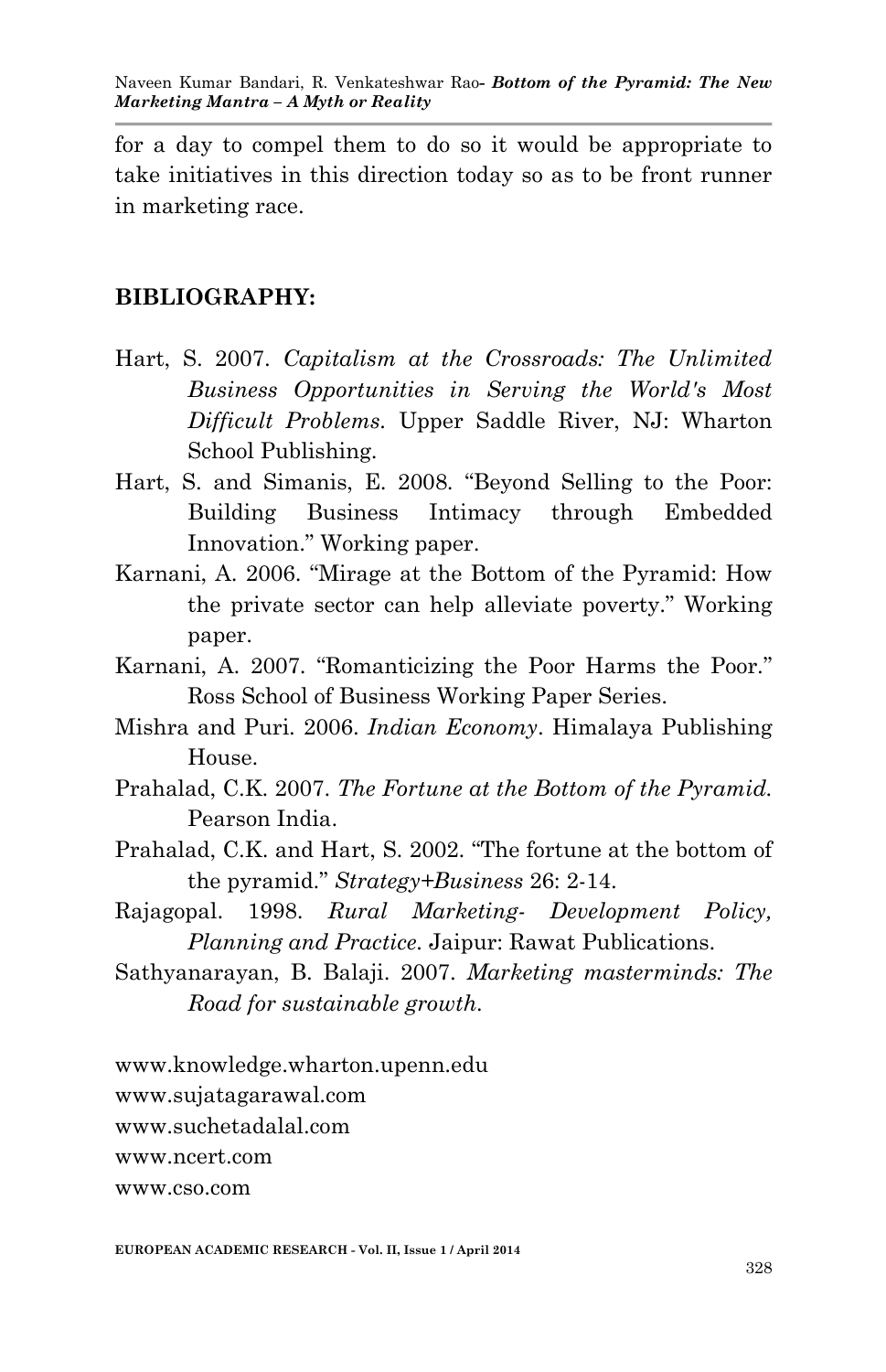for a day to compel them to do so it would be appropriate to take initiatives in this direction today so as to be front runner in marketing race.

## BIBLIOGRAPHY:

Hart, S. 2007. *Capitalism at the Crossroads: The Unlimited Business Opportunities in Serving the World's Most Difficult Problems*. Upper Saddle River, NJ: Wharton School Publishing.

Hart, S. and Simanis, E. 2008. "Beyond Selling to the Poor: Building Business Intimacy through Embedded Innovation." Working paper.

Karnani, A. 2006. "Mirage at the Bottom of the Pyramid: How the private sector can help alleviate poverty." Working paper.

Karnani, A. 2007. "Romanticizing the Poor Harms the Poor." Ross School of Business Working Paper Series.

Mishra and Puri. 2006. *Indian Economy*. Himalaya Publishing House.

Prahalad, C.K. 2007. *The Fortune at the Bottom of the Pyramid.* Pearson India.

Prahalad, C.K. and Hart, S. 2002. "The fortune at the bottom of the pyramid." *Strategy+Business* 26: 2-14.

Rajagopal. 1998. *Rural Marketing- Development Policy, Planning and Practice.* Jaipur: Rawat Publications.

Sathyanarayan, B. Balaji. 2007. *Marketing masterminds: The Road for sustainable growth.*

www.knowledge.wharton.upenn.edu
www.sujatagarawal.com
www.suchetadalal.com
www.ncert.com
www.cso.com